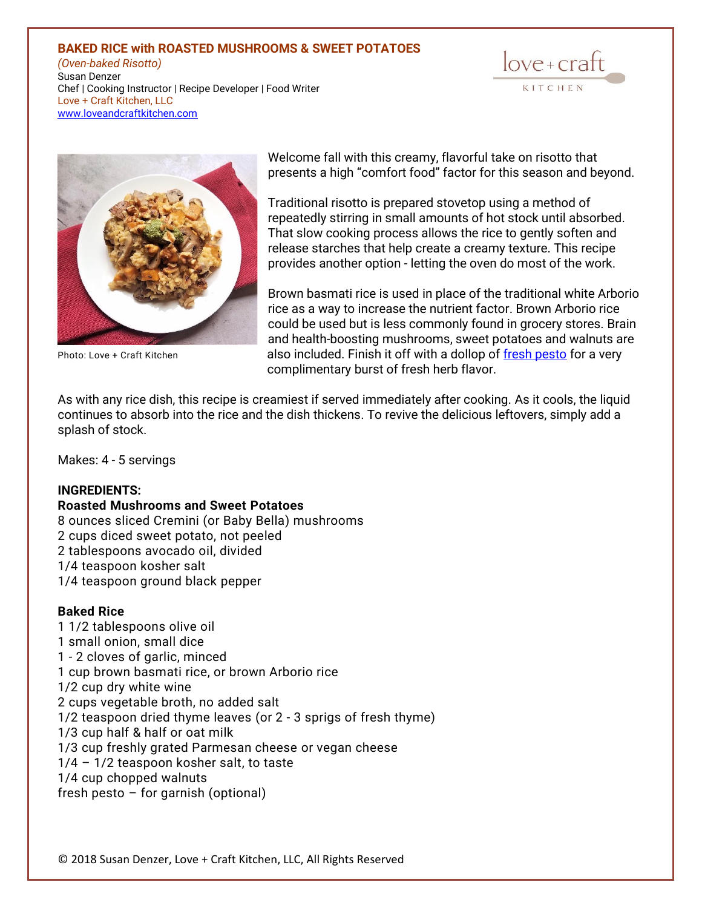# BAKED RICE with ROASTED MUSHROOMS & SWEET POTATOES

*(Oven-baked Risotto)*

Susan Denzer
Chef | Cooking Instructor | Recipe Developer | Food Writer
Love + Craft Kitchen, LLC
www.loveandcraftkitchen.com

Photo: Love + Craft Kitchen

Welcome fall with this creamy, flavorful take on risotto that presents a high "comfort food" factor for this season and beyond.

Traditional risotto is prepared stovetop using a method of repeatedly stirring in small amounts of hot stock until absorbed. That slow cooking process allows the rice to gently soften and release starches that help create a creamy texture. This recipe provides another option - letting the oven do most of the work.

Brown basmati rice is used in place of the traditional white Arborio rice as a way to increase the nutrient factor. Brown Arborio rice could be used but is less commonly found in grocery stores. Brain and health-boosting mushrooms, sweet potatoes and walnuts are also included. Finish it off with a dollop of fresh pesto for a very complimentary burst of fresh herb flavor.

As with any rice dish, this recipe is creamiest if served immediately after cooking. As it cools, the liquid continues to absorb into the rice and the dish thickens. To revive the delicious leftovers, simply add a splash of stock.

Makes: 4 - 5 servings

**INGREDIENTS:**

**Roasted Mushrooms and Sweet Potatoes**

8 ounces sliced Cremini (or Baby Bella) mushrooms
2 cups diced sweet potato, not peeled
2 tablespoons avocado oil, divided
1/4 teaspoon kosher salt
1/4 teaspoon ground black pepper

**Baked Rice**

1 1/2 tablespoons olive oil
1 small onion, small dice
1 - 2 cloves of garlic, minced
1 cup brown basmati rice, or brown Arborio rice
1/2 cup dry white wine
2 cups vegetable broth, no added salt
1/2 teaspoon dried thyme leaves (or 2 - 3 sprigs of fresh thyme)
1/3 cup half & half or oat milk
1/3 cup freshly grated Parmesan cheese or vegan cheese
1/4 – 1/2 teaspoon kosher salt, to taste
1/4 cup chopped walnuts
fresh pesto – for garnish (optional)

© 2018 Susan Denzer, Love + Craft Kitchen, LLC, All Rights Reserved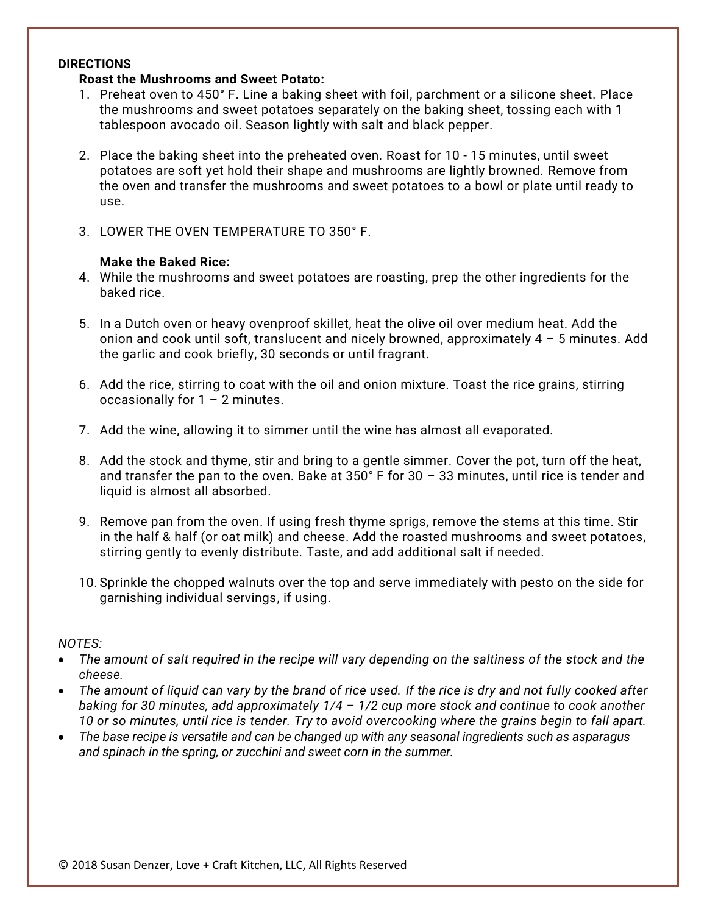**DIRECTIONS**

**Roast the Mushrooms and Sweet Potato:**

1. Preheat oven to 450° F. Line a baking sheet with foil, parchment or a silicone sheet. Place the mushrooms and sweet potatoes separately on the baking sheet, tossing each with 1 tablespoon avocado oil. Season lightly with salt and black pepper.

2. Place the baking sheet into the preheated oven. Roast for 10 - 15 minutes, until sweet potatoes are soft yet hold their shape and mushrooms are lightly browned. Remove from the oven and transfer the mushrooms and sweet potatoes to a bowl or plate until ready to use.

3. LOWER THE OVEN TEMPERATURE TO 350° F.

**Make the Baked Rice:**

4. While the mushrooms and sweet potatoes are roasting, prep the other ingredients for the baked rice.

5. In a Dutch oven or heavy ovenproof skillet, heat the olive oil over medium heat. Add the onion and cook until soft, translucent and nicely browned, approximately 4 – 5 minutes. Add the garlic and cook briefly, 30 seconds or until fragrant.

6. Add the rice, stirring to coat with the oil and onion mixture. Toast the rice grains, stirring occasionally for 1 – 2 minutes.

7. Add the wine, allowing it to simmer until the wine has almost all evaporated.

8. Add the stock and thyme, stir and bring to a gentle simmer. Cover the pot, turn off the heat, and transfer the pan to the oven. Bake at 350° F for 30 – 33 minutes, until rice is tender and liquid is almost all absorbed.

9. Remove pan from the oven. If using fresh thyme sprigs, remove the stems at this time. Stir in the half & half (or oat milk) and cheese. Add the roasted mushrooms and sweet potatoes, stirring gently to evenly distribute. Taste, and add additional salt if needed.

10. Sprinkle the chopped walnuts over the top and serve immediately with pesto on the side for garnishing individual servings, if using.

*NOTES:*

- *The amount of salt required in the recipe will vary depending on the saltiness of the stock and the cheese.*
- *The amount of liquid can vary by the brand of rice used. If the rice is dry and not fully cooked after baking for 30 minutes, add approximately 1/4 – 1/2 cup more stock and continue to cook another 10 or so minutes, until rice is tender. Try to avoid overcooking where the grains begin to fall apart.*
- *The base recipe is versatile and can be changed up with any seasonal ingredients such as asparagus and spinach in the spring, or zucchini and sweet corn in the summer.*

© 2018 Susan Denzer, Love + Craft Kitchen, LLC, All Rights Reserved